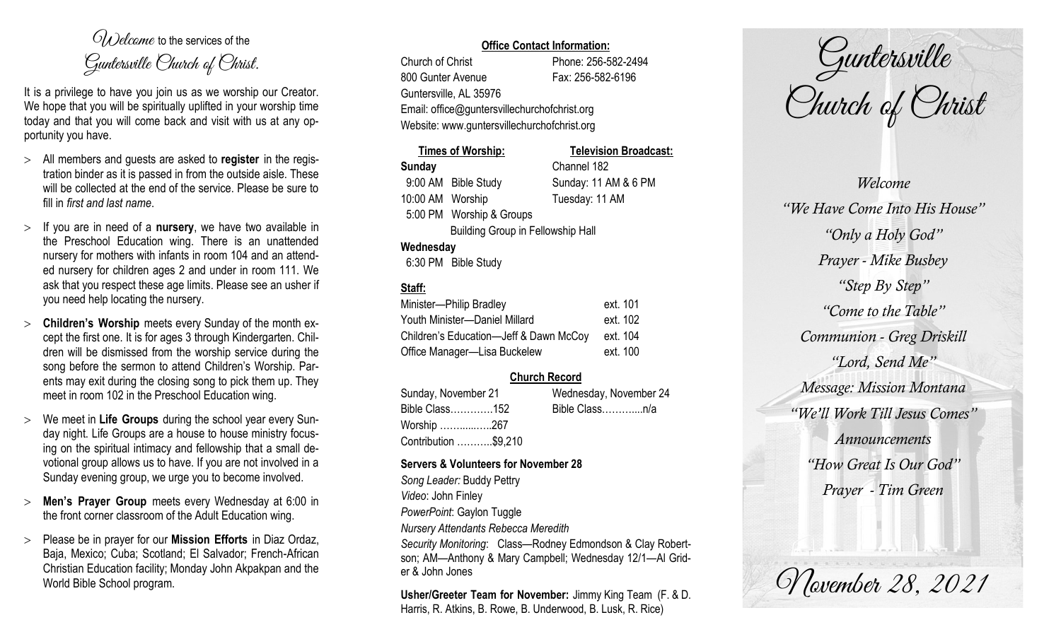*Welcome* to the services of the *Guntersville Church of Christ.*

It is a privilege to have you join us as we worship our Creator. We hope that you will be spiritually uplifted in your worship time today and that you will come back and visit with us at any opportunity you have.

- All members and guests are asked to **register** in the registration binder as it is passed in from the outside aisle. These will be collected at the end of the service. Please be sure to fill in *first and last name*.
- If you are in need of a **nursery**, we have two available in the Preschool Education wing. There is an unattended nursery for mothers with infants in room 104 and an attended nursery for children ages 2 and under in room 111. We ask that you respect these age limits. Please see an usher if you need help locating the nursery.
- **Children's Worship** meets every Sunday of the month except the first one. It is for ages 3 through Kindergarten. Children will be dismissed from the worship service during the song before the sermon to attend Children's Worship. Parents may exit during the closing song to pick them up. They meet in room 102 in the Preschool Education wing.
- We meet in **Life Groups** during the school year every Sunday night. Life Groups are a house to house ministry focusing on the spiritual intimacy and fellowship that a small devotional group allows us to have. If you are not involved in a Sunday evening group, we urge you to become involved.
- **Men's Prayer Group** meets every Wednesday at 6:00 in the front corner classroom of the Adult Education wing.
- Please be in prayer for our **Mission Efforts** in Diaz Ordaz, Baja, Mexico; Cuba; Scotland; El Salvador; French-African Christian Education facility; Monday John Akpakpan and the World Bible School program.

**Office Contact Information:**

Church of Christ — Phone: 256-582-2494
800 Gunter Avenue — Fax: 256-582-6196
Guntersville, AL 35976
Email: office@guntersvillechurchofchrist.org
Website: www.guntersvillechurchofchrist.org

| **Times of Worship:** | **Television Broadcast:** |
|---|---|
| **Sunday** | Channel 182 |
| 9:00 AM Bible Study | Sunday: 11 AM & 6 PM |
| 10:00 AM Worship | Tuesday: 11 AM |
| 5:00 PM Worship & Groups | |
| Building Group in Fellowship Hall | |
| **Wednesday** | |
| 6:30 PM Bible Study | |

**Staff:**

| | |
|---|---|
| Minister—Philip Bradley | ext. 101 |
| Youth Minister—Daniel Millard | ext. 102 |
| Children's Education—Jeff & Dawn McCoy | ext. 104 |
| Office Manager—Lisa Buckelew | ext. 100 |

**Church Record**

| Sunday, November 21 | Wednesday, November 24 |
|---|---|
| Bible Class…………152 | Bible Class………...n/a |
| Worship ……......…..267 | |
| Contribution ………..$9,210 | |

**Servers & Volunteers for November 28**

*Song Leader:* Buddy Pettry
*Video*: John Finley
*PowerPoint*: Gaylon Tuggle
*Nursery Attendants Rebecca Meredith*
*Security Monitoring*: Class—Rodney Edmondson & Clay Robertson; AM—Anthony & Mary Campbell; Wednesday 12/1—Al Grider & John Jones

**Usher/Greeter Team for November:** Jimmy King Team (F. & D. Harris, R. Atkins, B. Rowe, B. Underwood, B. Lusk, R. Rice)

# Guntersville Church of Christ

*Welcome*
*"We Have Come Into His House"*
*"Only a Holy God"*
*Prayer - Mike Busbey*
*"Step By Step"*
*"Come to the Table"*
*Communion - Greg Driskill*
*"Lord, Send Me"*
*Message: Mission Montana*
*"We'll Work Till Jesus Comes"*
*Announcements*
*"How Great Is Our God"*
*Prayer - Tim Green*

*November 28, 2021*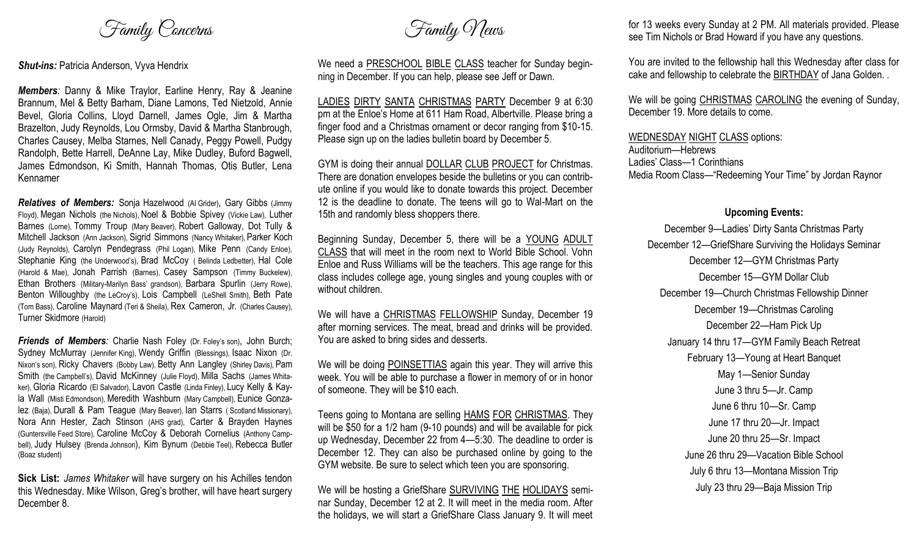# Family Concerns

***Shut-ins:*** Patricia Anderson, Vyva Hendrix

***Members:*** Danny & Mike Traylor, Earline Henry, Ray & Jeanine Brannum, Mel & Betty Barham, Diane Lamons, Ted Nietzold, Annie Bevel, Gloria Collins, Lloyd Darnell, James Ogle, Jim & Martha Brazelton, Judy Reynolds, Lou Ormsby, David & Martha Stanbrough, Charles Causey, Melba Starnes, Nell Canady, Peggy Powell, Pudgy Randolph, Bette Harrell, DeAnne Lay, Mike Dudley, Buford Bagwell, James Edmondson, Ki Smith, Hannah Thomas, Otis Butler, Lena Kennamer

***Relatives of Members:*** Sonja Hazelwood (Al Grider), Gary Gibbs (Jimmy Floyd), Megan Nichols (the Nichols), Noel & Bobbie Spivey (Vickie Law), Luther Barnes (Lorne), Tommy Troup (Mary Beaver), Robert Galloway, Dot Tully & Mitchell Jackson (Ann Jackson), Sigrid Simmons (Nancy Whitaker), Parker Koch (Judy Reynolds), Carolyn Pendegrass (Phil Logan), Mike Penn (Candy Enloe), Stephanie King (the Underwood's), Brad McCoy ( Belinda Ledbetter), Hal Cole (Harold & Mae), Jonah Parrish (Barnes), Casey Sampson (Timmy Buckelew), Ethan Brothers (Military-Marilyn Bass' grandson), Barbara Spurlin (Jerry Rowe), Benton Willoughby (the LeCroy's), Lois Campbell (LeShell Smith), Beth Pate (Tom Bass), Caroline Maynard (Teri & Sheila), Rex Cameron, Jr. (Charles Causey), Turner Skidmore (Harold)

***Friends of Members:*** Charlie Nash Foley (Dr. Foley's son), John Burch; Sydney McMurray (Jennifer King), Wendy Griffin (Blessings), Isaac Nixon (Dr. Nixon's son), Ricky Chavers (Bobby Law), Betty Ann Langley (Shirley Davis), Pam Smith (the Campbell's), David McKinney (Julie Floyd), Milla Sachs (James Whitaker), Gloria Ricardo (El Salvador), Lavon Castle (Linda Finley), Lucy Kelly & Kayla Wall (Misti Edmondson), Meredith Washburn (Mary Campbell), Eunice Gonzalez (Baja), Durall & Pam Teague (Mary Beaver), Ian Starrs ( Scotland Missionary), Nora Ann Hester, Zach Stinson (AHS grad), Carter & Brayden Haynes (Guntersville Feed Store), Caroline McCoy & Deborah Cornelius (Anthony Campbell), Judy Hulsey (Brenda Johnson), Kim Bynum (Debbie Teel), Rebecca Butler (Boaz student)

**Sick List:** *James Whitaker* will have surgery on his Achilles tendon this Wednesday. Mike Wilson, Greg's brother, will have heart surgery December 8.

# Family News

We need a PRESCHOOL BIBLE CLASS teacher for Sunday beginning in December. If you can help, please see Jeff or Dawn.

LADIES DIRTY SANTA CHRISTMAS PARTY December 9 at 6:30 pm at the Enloe's Home at 611 Ham Road, Albertville. Please bring a finger food and a Christmas ornament or decor ranging from $10-15. Please sign up on the ladies bulletin board by December 5.

GYM is doing their annual DOLLAR CLUB PROJECT for Christmas. There are donation envelopes beside the bulletins or you can contribute online if you would like to donate towards this project. December 12 is the deadline to donate. The teens will go to Wal-Mart on the 15th and randomly bless shoppers there.

Beginning Sunday, December 5, there will be a YOUNG ADULT CLASS that will meet in the room next to World Bible School. Vohn Enloe and Russ Williams will be the teachers. This age range for this class includes college age, young singles and young couples with or without children.

We will have a CHRISTMAS FELLOWSHIP Sunday, December 19 after morning services. The meat, bread and drinks will be provided. You are asked to bring sides and desserts.

We will be doing POINSETTIAS again this year. They will arrive this week. You will be able to purchase a flower in memory of or in honor of someone. They will be $10 each.

Teens going to Montana are selling HAMS FOR CHRISTMAS. They will be $50 for a 1/2 ham (9-10 pounds) and will be available for pick up Wednesday, December 22 from 4—5:30. The deadline to order is December 12. They can also be purchased online by going to the GYM website. Be sure to select which teen you are sponsoring.

We will be hosting a GriefShare SURVIVING THE HOLIDAYS seminar Sunday, December 12 at 2. It will meet in the media room. After the holidays, we will start a GriefShare Class January 9. It will meet for 13 weeks every Sunday at 2 PM. All materials provided. Please see Tim Nichols or Brad Howard if you have any questions.

You are invited to the fellowship hall this Wednesday after class for cake and fellowship to celebrate the BIRTHDAY of Jana Golden. .

We will be going CHRISTMAS CAROLING the evening of Sunday, December 19. More details to come.

WEDNESDAY NIGHT CLASS options:
Auditorium—Hebrews
Ladies' Class—1 Corinthians
Media Room Class—"Redeeming Your Time" by Jordan Raynor

**Upcoming Events:**

December 9—Ladies' Dirty Santa Christmas Party
December 12—GriefShare Surviving the Holidays Seminar
December 12—GYM Christmas Party
December 15—GYM Dollar Club
December 19—Church Christmas Fellowship Dinner
December 19—Christmas Caroling
December 22—Ham Pick Up
January 14 thru 17—GYM Family Beach Retreat
February 13—Young at Heart Banquet
May 1—Senior Sunday
June 3 thru 5—Jr. Camp
June 6 thru 10—Sr. Camp
June 17 thru 20—Jr. Impact
June 20 thru 25—Sr. Impact
June 26 thru 29—Vacation Bible School
July 6 thru 13—Montana Mission Trip
July 23 thru 29—Baja Mission Trip